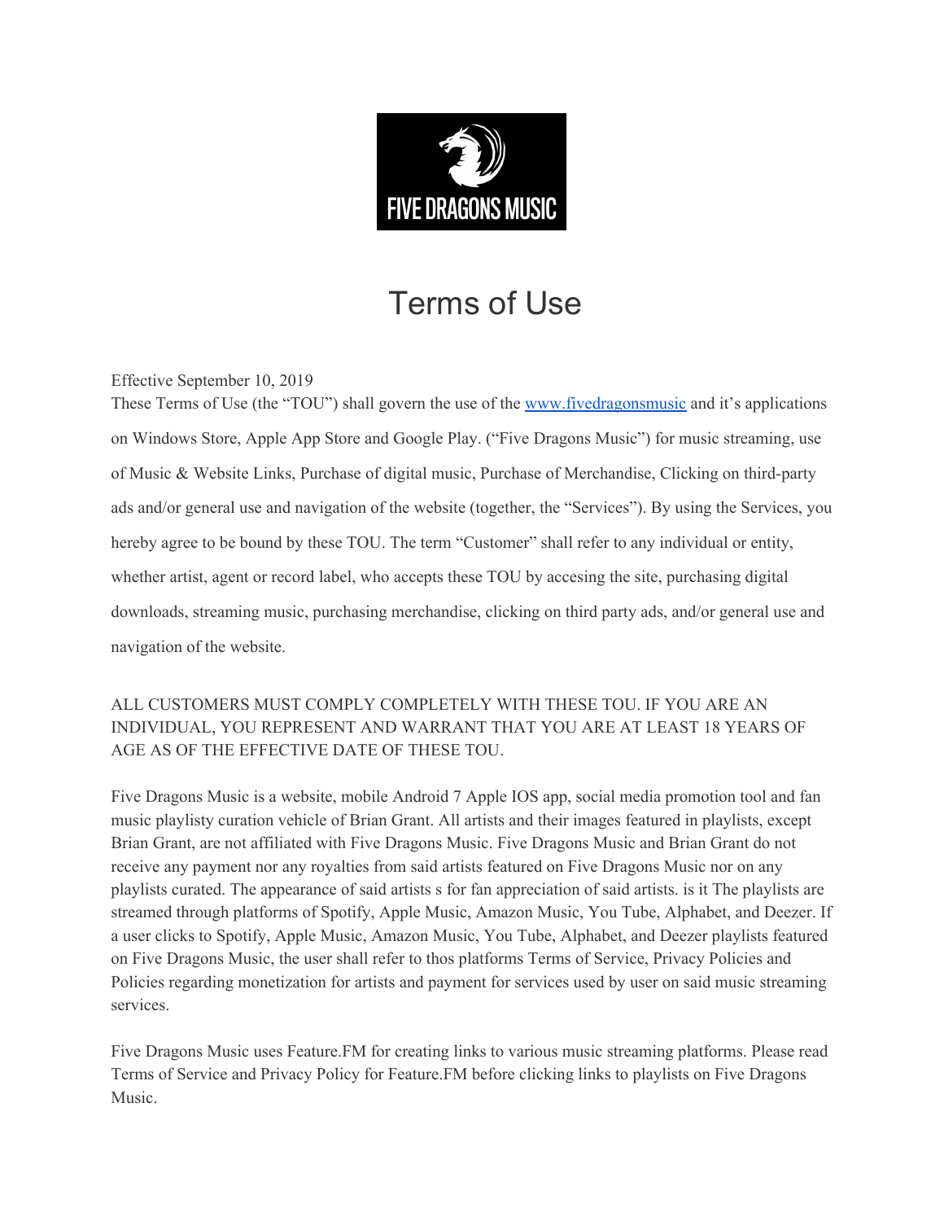# Terms of Use

Effective September 10, 2019

These Terms of Use (the "TOU") shall govern the use of the [www.fivedragonsmusic](www.fivedragonsmusic) and it's applications on Windows Store, Apple App Store and Google Play. ("Five Dragons Music") for music streaming, use of Music & Website Links, Purchase of digital music, Purchase of Merchandise, Clicking on third-party ads and/or general use and navigation of the website (together, the "Services"). By using the Services, you hereby agree to be bound by these TOU. The term "Customer" shall refer to any individual or entity, whether artist, agent or record label, who accepts these TOU by accesing the site, purchasing digital downloads, streaming music, purchasing merchandise, clicking on third party ads, and/or general use and navigation of the website.

ALL CUSTOMERS MUST COMPLY COMPLETELY WITH THESE TOU. IF YOU ARE AN INDIVIDUAL, YOU REPRESENT AND WARRANT THAT YOU ARE AT LEAST 18 YEARS OF AGE AS OF THE EFFECTIVE DATE OF THESE TOU.

Five Dragons Music is a website, mobile Android 7 Apple IOS app, social media promotion tool and fan music playlisty curation vehicle of Brian Grant. All artists and their images featured in playlists, except Brian Grant, are not affiliated with Five Dragons Music. Five Dragons Music and Brian Grant do not receive any payment nor any royalties from said artists featured on Five Dragons Music nor on any playlists curated. The appearance of said artists s for fan appreciation of said artists. is it The playlists are streamed through platforms of Spotify, Apple Music, Amazon Music, You Tube, Alphabet, and Deezer. If a user clicks to Spotify, Apple Music, Amazon Music, You Tube, Alphabet, and Deezer playlists featured on Five Dragons Music, the user shall refer to thos platforms Terms of Service, Privacy Policies and Policies regarding monetization for artists and payment for services used by user on said music streaming services.

Five Dragons Music uses Feature.FM for creating links to various music streaming platforms. Please read Terms of Service and Privacy Policy for Feature.FM before clicking links to playlists on Five Dragons Music.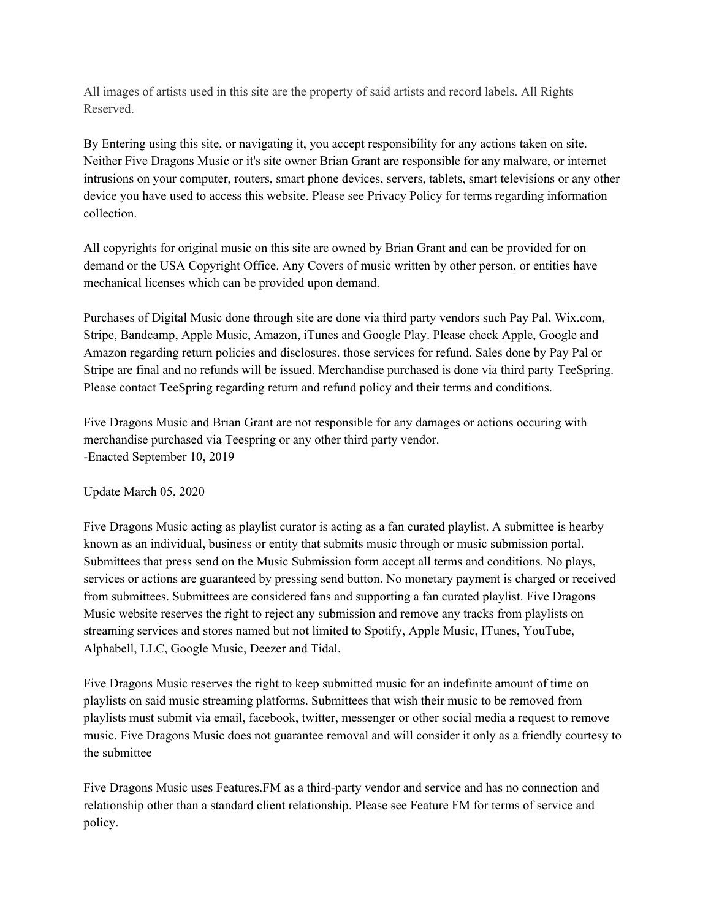All images of artists used in this site are the property of said artists and record labels. All Rights Reserved.

By Entering using this site, or navigating it, you accept responsibility for any actions taken on site. Neither Five Dragons Music or it's site owner Brian Grant are responsible for any malware, or internet intrusions on your computer, routers, smart phone devices, servers, tablets, smart televisions or any other device you have used to access this website. Please see Privacy Policy for terms regarding information collection.

All copyrights for original music on this site are owned by Brian Grant and can be provided for on demand or the USA Copyright Office. Any Covers of music written by other person, or entities have mechanical licenses which can be provided upon demand.

Purchases of Digital Music done through site are done via third party vendors such Pay Pal, Wix.com, Stripe, Bandcamp, Apple Music, Amazon, iTunes and Google Play. Please check Apple, Google and Amazon regarding return policies and disclosures. those services for refund. Sales done by Pay Pal or Stripe are final and no refunds will be issued. Merchandise purchased is done via third party TeeSpring. Please contact TeeSpring regarding return and refund policy and their terms and conditions.

Five Dragons Music and Brian Grant are not responsible for any damages or actions occuring with merchandise purchased via Teespring or any other third party vendor.
-Enacted September 10, 2019

Update March 05, 2020

Five Dragons Music acting as playlist curator is acting as a fan curated playlist. A submittee is hearby known as an individual, business or entity that submits music through or music submission portal. Submittees that press send on the Music Submission form accept all terms and conditions. No plays, services or actions are guaranteed by pressing send button. No monetary payment is charged or received from submittees. Submittees are considered fans and supporting a fan curated playlist. Five Dragons Music website reserves the right to reject any submission and remove any tracks from playlists on streaming services and stores named but not limited to Spotify, Apple Music, ITunes, YouTube, Alphabell, LLC, Google Music, Deezer and Tidal.

Five Dragons Music reserves the right to keep submitted music for an indefinite amount of time on playlists on said music streaming platforms. Submittees that wish their music to be removed from playlists must submit via email, facebook, twitter, messenger or other social media a request to remove music. Five Dragons Music does not guarantee removal and will consider it only as a friendly courtesy to the submittee

Five Dragons Music uses Features.FM as a third-party vendor and service and has no connection and relationship other than a standard client relationship. Please see Feature FM for terms of service and policy.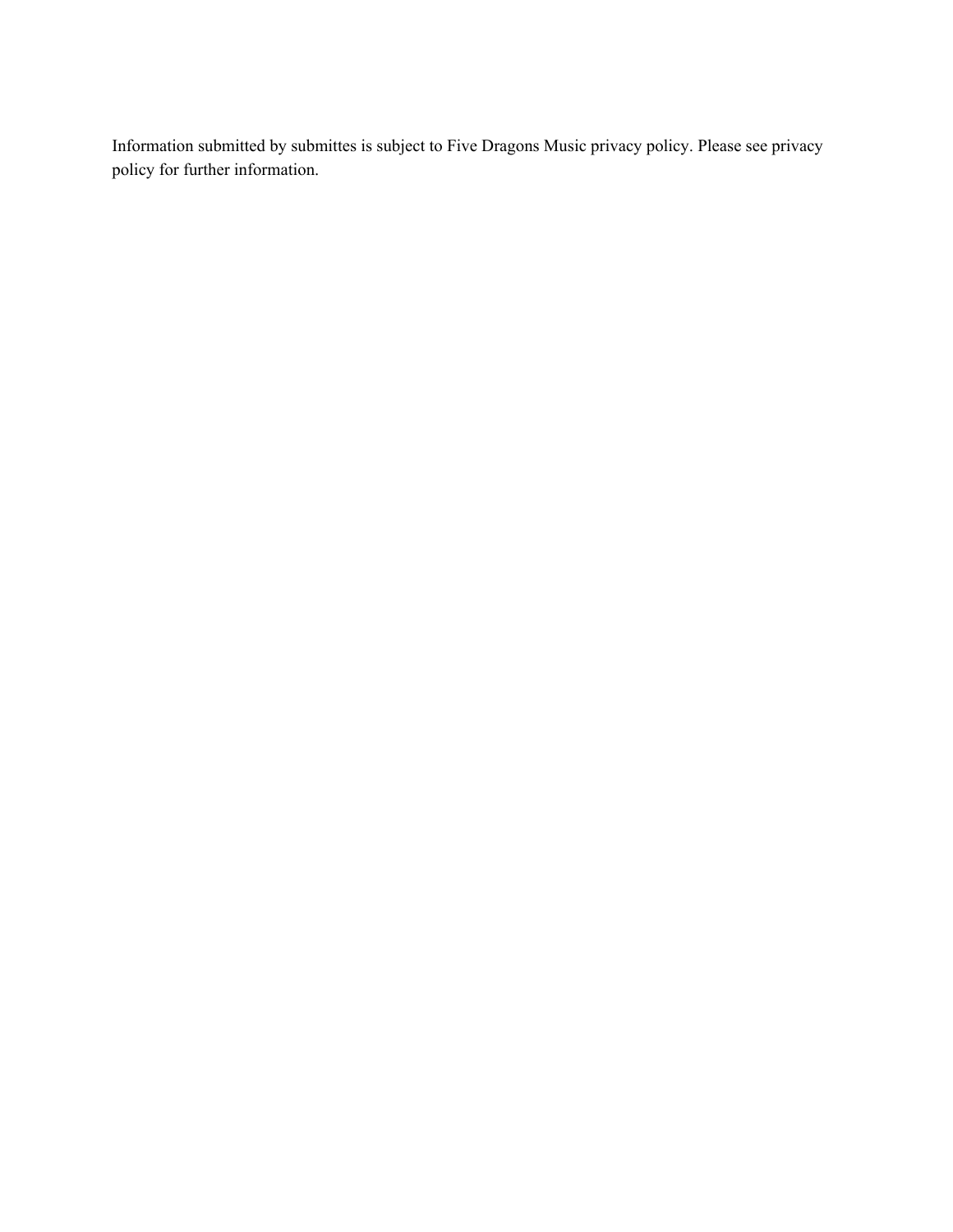Information submitted by submittes is subject to Five Dragons Music privacy policy. Please see privacy policy for further information.